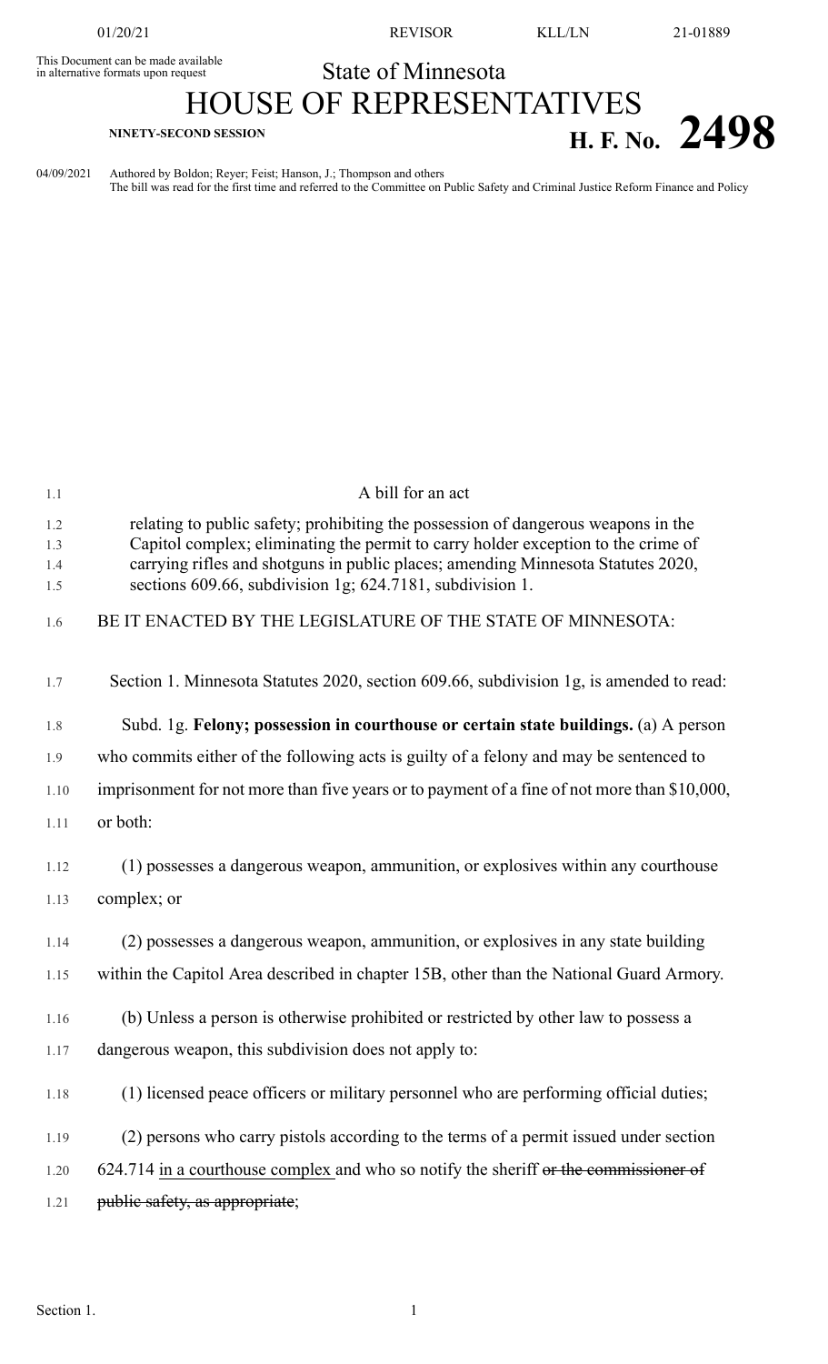This Document can be made available in alternative formats upon request

State of Minnesota

# HOUSE OF REPRESENTATIVES

**NINETY-SECOND SESSION**

# H. F. No. 2498

04/09/2021 Authored by Boldon; Reyer; Feist; Hanson, J.; Thompson and others
The bill was read for the first time and referred to the Committee on Public Safety and Criminal Justice Reform Finance and Policy

A bill for an act

relating to public safety; prohibiting the possession of dangerous weapons in the Capitol complex; eliminating the permit to carry holder exception to the crime of carrying rifles and shotguns in public places; amending Minnesota Statutes 2020, sections 609.66, subdivision 1g; 624.7181, subdivision 1.

BE IT ENACTED BY THE LEGISLATURE OF THE STATE OF MINNESOTA:

Section 1. Minnesota Statutes 2020, section 609.66, subdivision 1g, is amended to read:

Subd. 1g. **Felony; possession in courthouse or certain state buildings.** (a) A person who commits either of the following acts is guilty of a felony and may be sentenced to imprisonment for not more than five years or to payment of a fine of not more than $10,000, or both:

(1) possesses a dangerous weapon, ammunition, or explosives within any courthouse complex; or

(2) possesses a dangerous weapon, ammunition, or explosives in any state building within the Capitol Area described in chapter 15B, other than the National Guard Armory.

(b) Unless a person is otherwise prohibited or restricted by other law to possess a dangerous weapon, this subdivision does not apply to:

(1) licensed peace officers or military personnel who are performing official duties;

(2) persons who carry pistols according to the terms of a permit issued under section 624.714 in a courthouse complex and who so notify the sheriff ~~or the commissioner of public safety, as appropriate~~;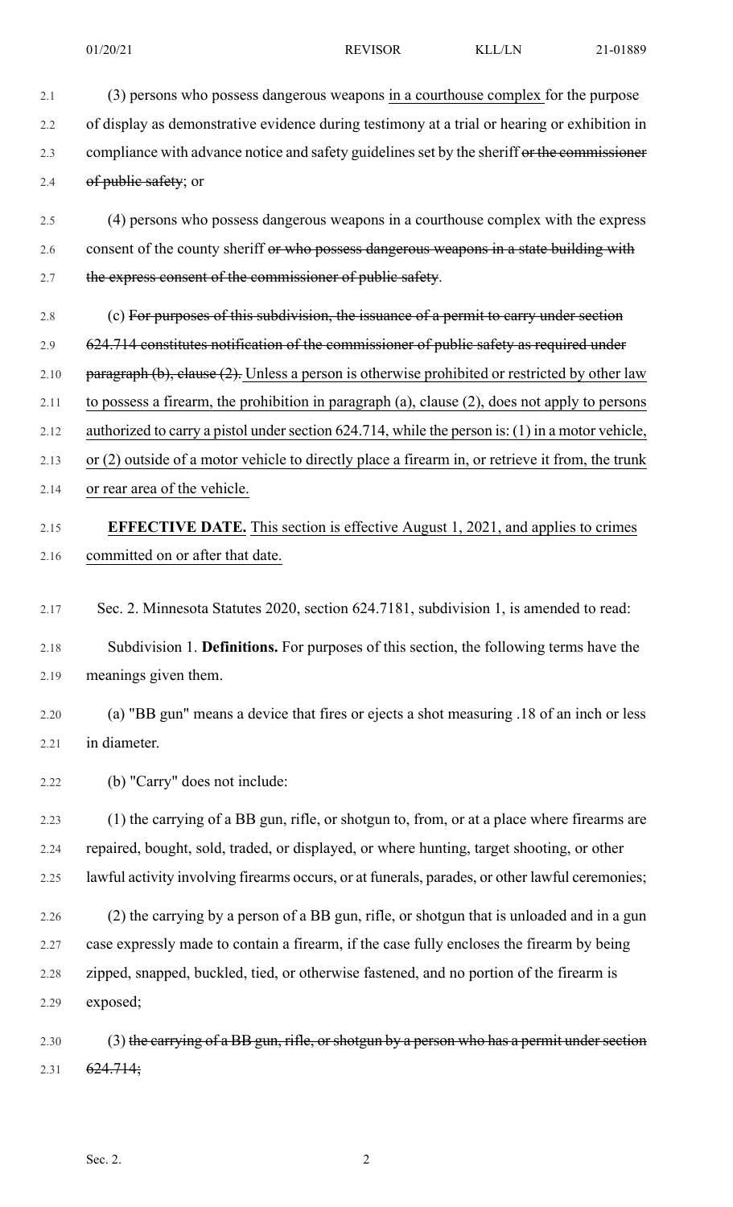(3) persons who possess dangerous weapons in a courthouse complex for the purpose of display as demonstrative evidence during testimony at a trial or hearing or exhibition in compliance with advance notice and safety guidelines set by the sheriff ~~or the commissioner of public safety~~; or

(4) persons who possess dangerous weapons in a courthouse complex with the express consent of the county sheriff ~~or who possess dangerous weapons in a state building with the express consent of the commissioner of public safety~~.

(c) ~~For purposes of this subdivision, the issuance of a permit to carry under section 624.714 constitutes notification of the commissioner of public safety as required under paragraph (b), clause (2).~~ Unless a person is otherwise prohibited or restricted by other law to possess a firearm, the prohibition in paragraph (a), clause (2), does not apply to persons authorized to carry a pistol under section 624.714, while the person is: (1) in a motor vehicle, or (2) outside of a motor vehicle to directly place a firearm in, or retrieve it from, the trunk or rear area of the vehicle.

**EFFECTIVE DATE.** This section is effective August 1, 2021, and applies to crimes committed on or after that date.

Sec. 2. Minnesota Statutes 2020, section 624.7181, subdivision 1, is amended to read:

Subdivision 1. **Definitions.** For purposes of this section, the following terms have the meanings given them.

(a) "BB gun" means a device that fires or ejects a shot measuring .18 of an inch or less in diameter.

(b) "Carry" does not include:

(1) the carrying of a BB gun, rifle, or shotgun to, from, or at a place where firearms are repaired, bought, sold, traded, or displayed, or where hunting, target shooting, or other lawful activity involving firearms occurs, or at funerals, parades, or other lawful ceremonies;

(2) the carrying by a person of a BB gun, rifle, or shotgun that is unloaded and in a gun case expressly made to contain a firearm, if the case fully encloses the firearm by being zipped, snapped, buckled, tied, or otherwise fastened, and no portion of the firearm is exposed;

(3) ~~the carrying of a BB gun, rifle, or shotgun by a person who has a permit under section 624.714;~~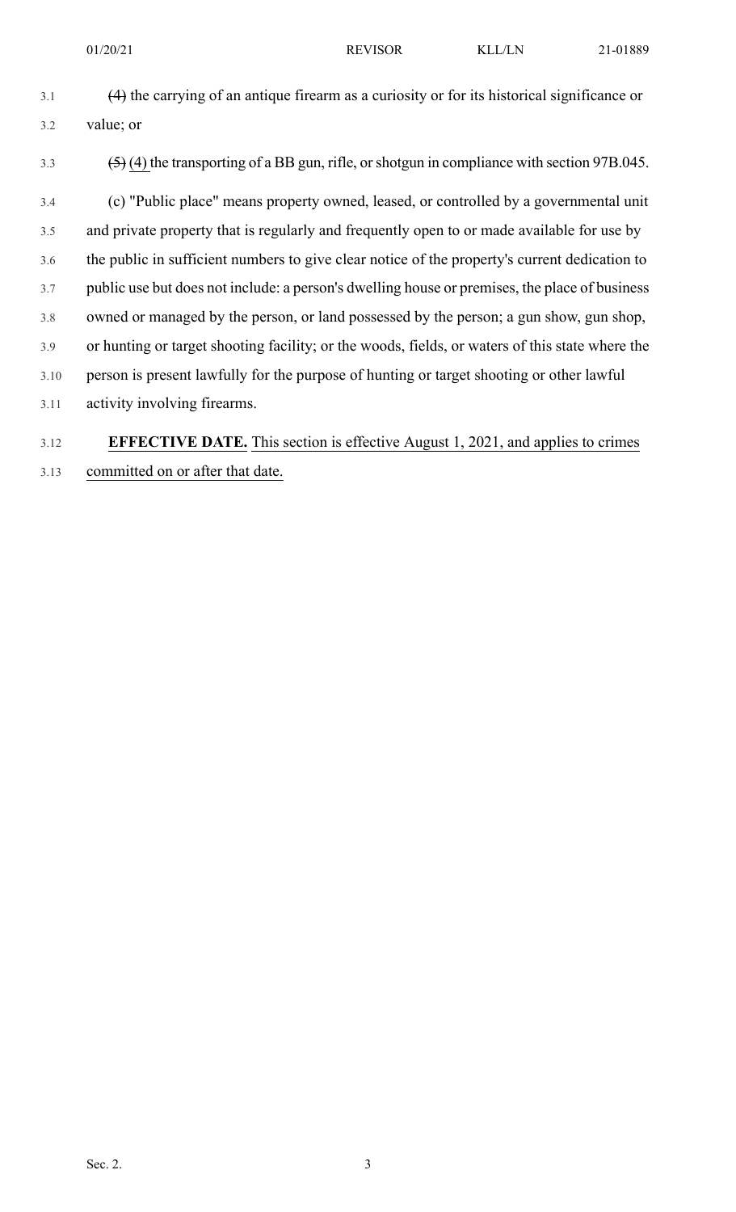(4) the carrying of an antique firearm as a curiosity or for its historical significance or value; or

~~(5)~~ (4) the transporting of a BB gun, rifle, or shotgun in compliance with section 97B.045.

(c) "Public place" means property owned, leased, or controlled by a governmental unit and private property that is regularly and frequently open to or made available for use by the public in sufficient numbers to give clear notice of the property's current dedication to public use but does not include: a person's dwelling house or premises, the place of business owned or managed by the person, or land possessed by the person; a gun show, gun shop, or hunting or target shooting facility; or the woods, fields, or waters of this state where the person is present lawfully for the purpose of hunting or target shooting or other lawful activity involving firearms.

**EFFECTIVE DATE.** This section is effective August 1, 2021, and applies to crimes committed on or after that date.